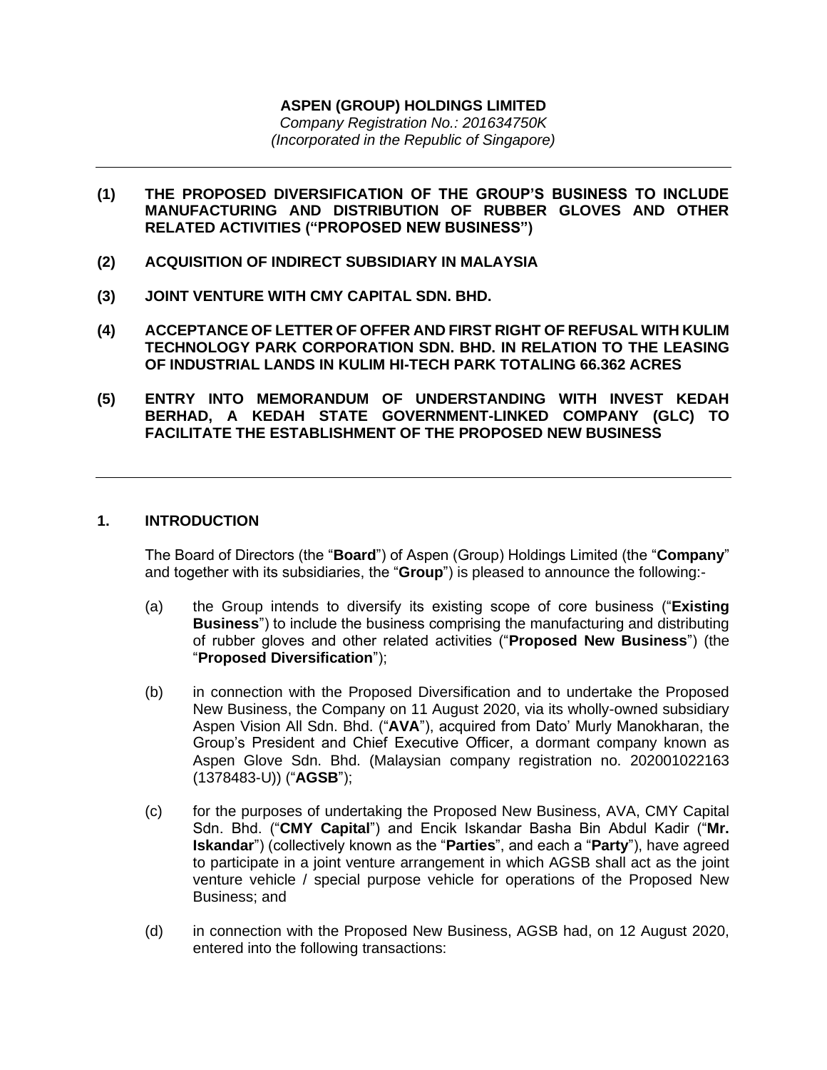**ASPEN (GROUP) HOLDINGS LIMITED**

*Company Registration No.: 201634750K*

*(Incorporated in the Republic of Singapore)*

---

**(1) THE PROPOSED DIVERSIFICATION OF THE GROUP'S BUSINESS TO INCLUDE MANUFACTURING AND DISTRIBUTION OF RUBBER GLOVES AND OTHER RELATED ACTIVITIES ("PROPOSED NEW BUSINESS")**

**(2) ACQUISITION OF INDIRECT SUBSIDIARY IN MALAYSIA**

**(3) JOINT VENTURE WITH CMY CAPITAL SDN. BHD.**

**(4) ACCEPTANCE OF LETTER OF OFFER AND FIRST RIGHT OF REFUSAL WITH KULIM TECHNOLOGY PARK CORPORATION SDN. BHD. IN RELATION TO THE LEASING OF INDUSTRIAL LANDS IN KULIM HI-TECH PARK TOTALING 66.362 ACRES**

**(5) ENTRY INTO MEMORANDUM OF UNDERSTANDING WITH INVEST KEDAH BERHAD, A KEDAH STATE GOVERNMENT-LINKED COMPANY (GLC) TO FACILITATE THE ESTABLISHMENT OF THE PROPOSED NEW BUSINESS**

---

## 1. INTRODUCTION

The Board of Directors (the "**Board**") of Aspen (Group) Holdings Limited (the "**Company**" and together with its subsidiaries, the "**Group**") is pleased to announce the following:-

(a) the Group intends to diversify its existing scope of core business ("**Existing Business**") to include the business comprising the manufacturing and distributing of rubber gloves and other related activities ("**Proposed New Business**") (the "**Proposed Diversification**");

(b) in connection with the Proposed Diversification and to undertake the Proposed New Business, the Company on 11 August 2020, via its wholly-owned subsidiary Aspen Vision All Sdn. Bhd. ("**AVA**"), acquired from Dato' Murly Manokharan, the Group's President and Chief Executive Officer, a dormant company known as Aspen Glove Sdn. Bhd. (Malaysian company registration no. 202001022163 (1378483-U)) ("**AGSB**");

(c) for the purposes of undertaking the Proposed New Business, AVA, CMY Capital Sdn. Bhd. ("**CMY Capital**") and Encik Iskandar Basha Bin Abdul Kadir ("**Mr. Iskandar**") (collectively known as the "**Parties**", and each a "**Party**"), have agreed to participate in a joint venture arrangement in which AGSB shall act as the joint venture vehicle / special purpose vehicle for operations of the Proposed New Business; and

(d) in connection with the Proposed New Business, AGSB had, on 12 August 2020, entered into the following transactions: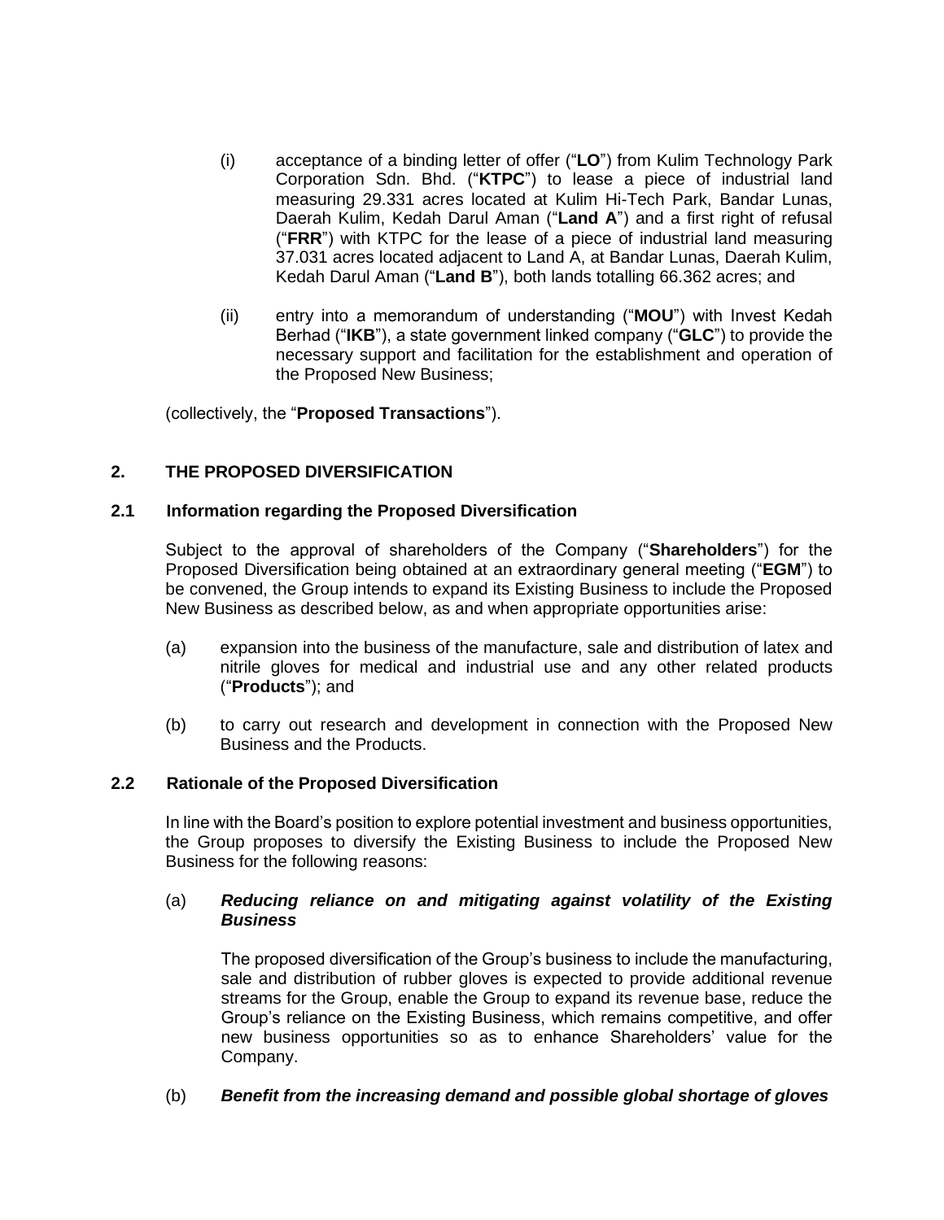(i) acceptance of a binding letter of offer ("**LO**") from Kulim Technology Park Corporation Sdn. Bhd. ("**KTPC**") to lease a piece of industrial land measuring 29.331 acres located at Kulim Hi-Tech Park, Bandar Lunas, Daerah Kulim, Kedah Darul Aman ("**Land A**") and a first right of refusal ("**FRR**") with KTPC for the lease of a piece of industrial land measuring 37.031 acres located adjacent to Land A, at Bandar Lunas, Daerah Kulim, Kedah Darul Aman ("**Land B**"), both lands totalling 66.362 acres; and

(ii) entry into a memorandum of understanding ("**MOU**") with Invest Kedah Berhad ("**IKB**"), a state government linked company ("**GLC**") to provide the necessary support and facilitation for the establishment and operation of the Proposed New Business;

(collectively, the "**Proposed Transactions**").

## 2. THE PROPOSED DIVERSIFICATION

### 2.1 Information regarding the Proposed Diversification

Subject to the approval of shareholders of the Company ("**Shareholders**") for the Proposed Diversification being obtained at an extraordinary general meeting ("**EGM**") to be convened, the Group intends to expand its Existing Business to include the Proposed New Business as described below, as and when appropriate opportunities arise:

(a) expansion into the business of the manufacture, sale and distribution of latex and nitrile gloves for medical and industrial use and any other related products ("**Products**"); and

(b) to carry out research and development in connection with the Proposed New Business and the Products.

### 2.2 Rationale of the Proposed Diversification

In line with the Board's position to explore potential investment and business opportunities, the Group proposes to diversify the Existing Business to include the Proposed New Business for the following reasons:

(a) ***Reducing reliance on and mitigating against volatility of the Existing Business***

The proposed diversification of the Group's business to include the manufacturing, sale and distribution of rubber gloves is expected to provide additional revenue streams for the Group, enable the Group to expand its revenue base, reduce the Group's reliance on the Existing Business, which remains competitive, and offer new business opportunities so as to enhance Shareholders' value for the Company.

(b) ***Benefit from the increasing demand and possible global shortage of gloves***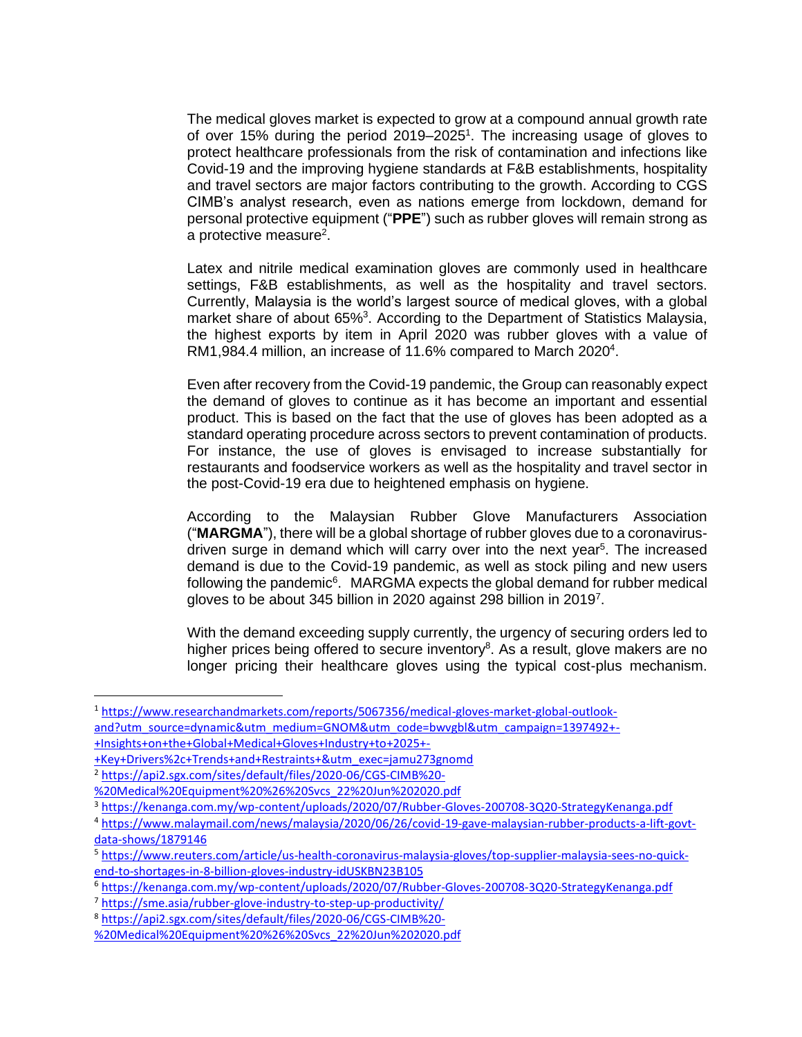The medical gloves market is expected to grow at a compound annual growth rate of over 15% during the period 2019–2025[1]. The increasing usage of gloves to protect healthcare professionals from the risk of contamination and infections like Covid-19 and the improving hygiene standards at F&B establishments, hospitality and travel sectors are major factors contributing to the growth. According to CGS CIMB's analyst research, even as nations emerge from lockdown, demand for personal protective equipment ("**PPE**") such as rubber gloves will remain strong as a protective measure[2].

Latex and nitrile medical examination gloves are commonly used in healthcare settings, F&B establishments, as well as the hospitality and travel sectors. Currently, Malaysia is the world's largest source of medical gloves, with a global market share of about 65%[3]. According to the Department of Statistics Malaysia, the highest exports by item in April 2020 was rubber gloves with a value of RM1,984.4 million, an increase of 11.6% compared to March 2020[4].

Even after recovery from the Covid-19 pandemic, the Group can reasonably expect the demand of gloves to continue as it has become an important and essential product. This is based on the fact that the use of gloves has been adopted as a standard operating procedure across sectors to prevent contamination of products. For instance, the use of gloves is envisaged to increase substantially for restaurants and foodservice workers as well as the hospitality and travel sector in the post-Covid-19 era due to heightened emphasis on hygiene.

According to the Malaysian Rubber Glove Manufacturers Association ("**MARGMA**"), there will be a global shortage of rubber gloves due to a coronavirus-driven surge in demand which will carry over into the next year[5]. The increased demand is due to the Covid-19 pandemic, as well as stock piling and new users following the pandemic[6]. MARGMA expects the global demand for rubber medical gloves to be about 345 billion in 2020 against 298 billion in 2019[7].

With the demand exceeding supply currently, the urgency of securing orders led to higher prices being offered to secure inventory[8]. As a result, glove makers are no longer pricing their healthcare gloves using the typical cost-plus mechanism.

---

[1] https://www.researchandmarkets.com/reports/5067356/medical-gloves-market-global-outlook-and?utm_source=dynamic&utm_medium=GNOM&utm_code=bwvgbl&utm_campaign=1397492+-+Insights+on+the+Global+Medical+Gloves+Industry+to+2025+-+Key+Drivers%2c+Trends+and+Restraints+&utm_exec=jamu273gnomd

[2] https://api2.sgx.com/sites/default/files/2020-06/CGS-CIMB%20-%20Medical%20Equipment%20%26%20Svcs_22%20Jun%202020.pdf

[3] https://kenanga.com.my/wp-content/uploads/2020/07/Rubber-Gloves-200708-3Q20-StrategyKenanga.pdf

[4] https://www.malaymail.com/news/malaysia/2020/06/26/covid-19-gave-malaysian-rubber-products-a-lift-govt-data-shows/1879146

[5] https://www.reuters.com/article/us-health-coronavirus-malaysia-gloves/top-supplier-malaysia-sees-no-quick-end-to-shortages-in-8-billion-gloves-industry-idUSKBN23B105

[6] https://kenanga.com.my/wp-content/uploads/2020/07/Rubber-Gloves-200708-3Q20-StrategyKenanga.pdf

[7] https://sme.asia/rubber-glove-industry-to-step-up-productivity/

[8] https://api2.sgx.com/sites/default/files/2020-06/CGS-CIMB%20-%20Medical%20Equipment%20%26%20Svcs_22%20Jun%202020.pdf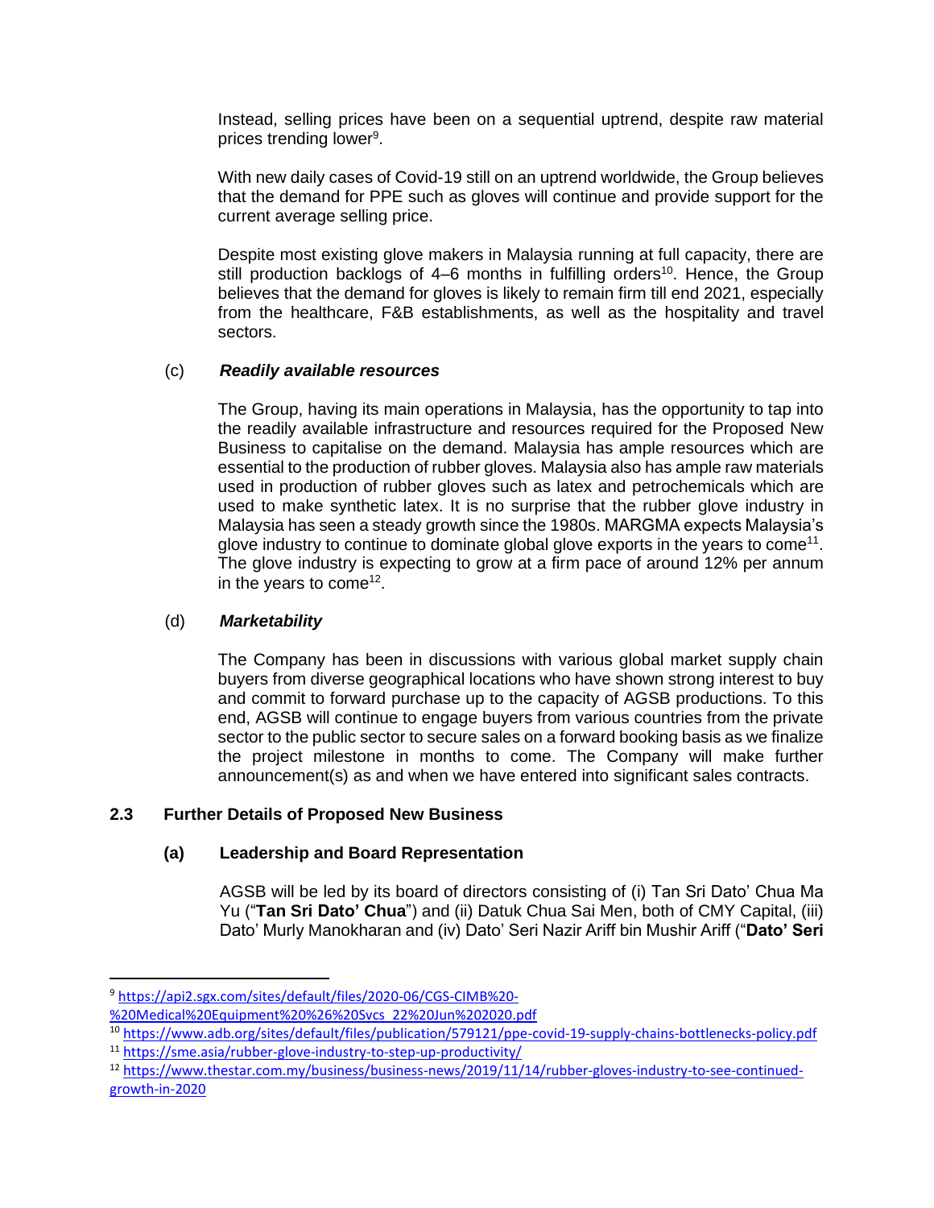Instead, selling prices have been on a sequential uptrend, despite raw material prices trending lower[9].

With new daily cases of Covid-19 still on an uptrend worldwide, the Group believes that the demand for PPE such as gloves will continue and provide support for the current average selling price.

Despite most existing glove makers in Malaysia running at full capacity, there are still production backlogs of 4–6 months in fulfilling orders[10]. Hence, the Group believes that the demand for gloves is likely to remain firm till end 2021, especially from the healthcare, F&B establishments, as well as the hospitality and travel sectors.

(c) ***Readily available resources***

The Group, having its main operations in Malaysia, has the opportunity to tap into the readily available infrastructure and resources required for the Proposed New Business to capitalise on the demand. Malaysia has ample resources which are essential to the production of rubber gloves. Malaysia also has ample raw materials used in production of rubber gloves such as latex and petrochemicals which are used to make synthetic latex. It is no surprise that the rubber glove industry in Malaysia has seen a steady growth since the 1980s. MARGMA expects Malaysia's glove industry to continue to dominate global glove exports in the years to come[11]. The glove industry is expecting to grow at a firm pace of around 12% per annum in the years to come[12].

(d) ***Marketability***

The Company has been in discussions with various global market supply chain buyers from diverse geographical locations who have shown strong interest to buy and commit to forward purchase up to the capacity of AGSB productions. To this end, AGSB will continue to engage buyers from various countries from the private sector to the public sector to secure sales on a forward booking basis as we finalize the project milestone in months to come. The Company will make further announcement(s) as and when we have entered into significant sales contracts.

### 2.3 Further Details of Proposed New Business

#### (a) Leadership and Board Representation

AGSB will be led by its board of directors consisting of (i) Tan Sri Dato' Chua Ma Yu ("**Tan Sri Dato' Chua**") and (ii) Datuk Chua Sai Men, both of CMY Capital, (iii) Dato' Murly Manokharan and (iv) Dato' Seri Nazir Ariff bin Mushir Ariff ("**Dato' Seri**

---

[9] https://api2.sgx.com/sites/default/files/2020-06/CGS-CIMB%20-%20Medical%20Equipment%20%26%20Svcs_22%20Jun%202020.pdf

[10] https://www.adb.org/sites/default/files/publication/579121/ppe-covid-19-supply-chains-bottlenecks-policy.pdf

[11] https://sme.asia/rubber-glove-industry-to-step-up-productivity/

[12] https://www.thestar.com.my/business/business-news/2019/11/14/rubber-gloves-industry-to-see-continued-growth-in-2020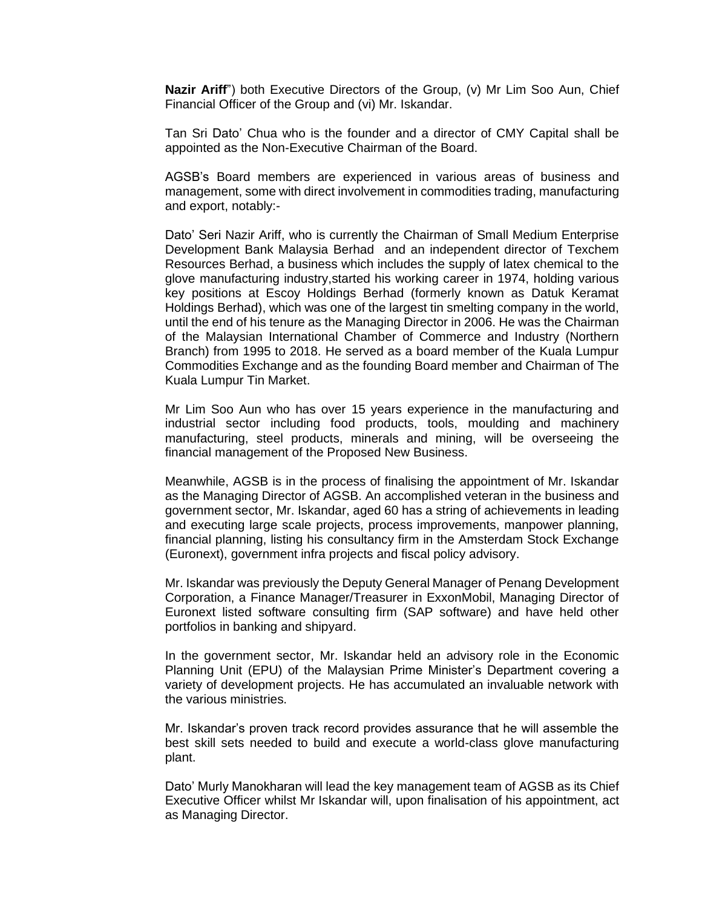**Nazir Ariff**") both Executive Directors of the Group, (v) Mr Lim Soo Aun, Chief Financial Officer of the Group and (vi) Mr. Iskandar.

Tan Sri Dato' Chua who is the founder and a director of CMY Capital shall be appointed as the Non-Executive Chairman of the Board.

AGSB's Board members are experienced in various areas of business and management, some with direct involvement in commodities trading, manufacturing and export, notably:-

Dato' Seri Nazir Ariff, who is currently the Chairman of Small Medium Enterprise Development Bank Malaysia Berhad and an independent director of Texchem Resources Berhad, a business which includes the supply of latex chemical to the glove manufacturing industry,started his working career in 1974, holding various key positions at Escoy Holdings Berhad (formerly known as Datuk Keramat Holdings Berhad), which was one of the largest tin smelting company in the world, until the end of his tenure as the Managing Director in 2006. He was the Chairman of the Malaysian International Chamber of Commerce and Industry (Northern Branch) from 1995 to 2018. He served as a board member of the Kuala Lumpur Commodities Exchange and as the founding Board member and Chairman of The Kuala Lumpur Tin Market.

Mr Lim Soo Aun who has over 15 years experience in the manufacturing and industrial sector including food products, tools, moulding and machinery manufacturing, steel products, minerals and mining, will be overseeing the financial management of the Proposed New Business.

Meanwhile, AGSB is in the process of finalising the appointment of Mr. Iskandar as the Managing Director of AGSB. An accomplished veteran in the business and government sector, Mr. Iskandar, aged 60 has a string of achievements in leading and executing large scale projects, process improvements, manpower planning, financial planning, listing his consultancy firm in the Amsterdam Stock Exchange (Euronext), government infra projects and fiscal policy advisory.

Mr. Iskandar was previously the Deputy General Manager of Penang Development Corporation, a Finance Manager/Treasurer in ExxonMobil, Managing Director of Euronext listed software consulting firm (SAP software) and have held other portfolios in banking and shipyard.

In the government sector, Mr. Iskandar held an advisory role in the Economic Planning Unit (EPU) of the Malaysian Prime Minister's Department covering a variety of development projects. He has accumulated an invaluable network with the various ministries.

Mr. Iskandar's proven track record provides assurance that he will assemble the best skill sets needed to build and execute a world-class glove manufacturing plant.

Dato' Murly Manokharan will lead the key management team of AGSB as its Chief Executive Officer whilst Mr Iskandar will, upon finalisation of his appointment, act as Managing Director.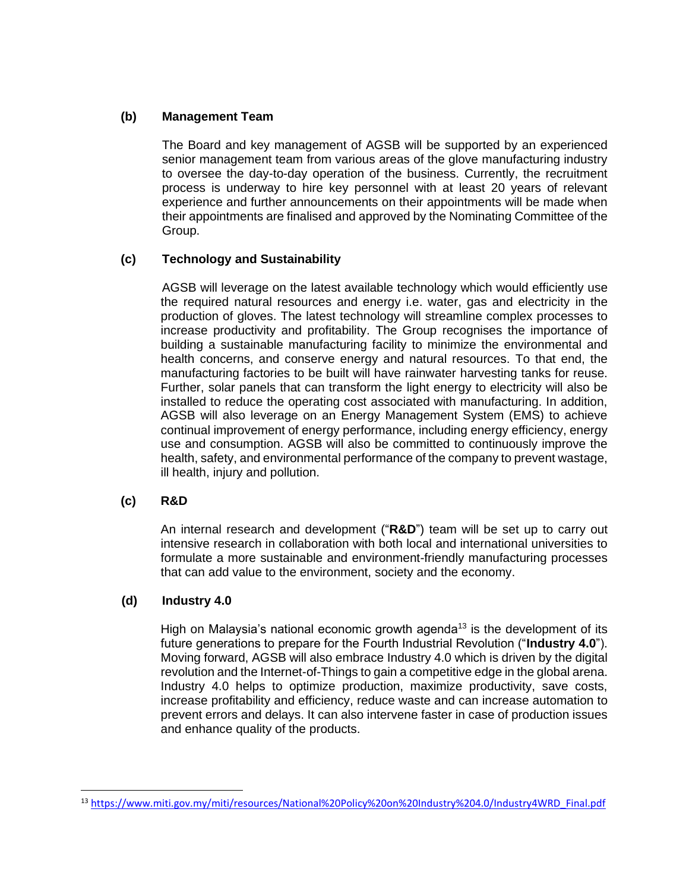### (b) Management Team

The Board and key management of AGSB will be supported by an experienced senior management team from various areas of the glove manufacturing industry to oversee the day-to-day operation of the business. Currently, the recruitment process is underway to hire key personnel with at least 20 years of relevant experience and further announcements on their appointments will be made when their appointments are finalised and approved by the Nominating Committee of the Group.

### (c) Technology and Sustainability

AGSB will leverage on the latest available technology which would efficiently use the required natural resources and energy i.e. water, gas and electricity in the production of gloves. The latest technology will streamline complex processes to increase productivity and profitability. The Group recognises the importance of building a sustainable manufacturing facility to minimize the environmental and health concerns, and conserve energy and natural resources. To that end, the manufacturing factories to be built will have rainwater harvesting tanks for reuse. Further, solar panels that can transform the light energy to electricity will also be installed to reduce the operating cost associated with manufacturing. In addition, AGSB will also leverage on an Energy Management System (EMS) to achieve continual improvement of energy performance, including energy efficiency, energy use and consumption. AGSB will also be committed to continuously improve the health, safety, and environmental performance of the company to prevent wastage, ill health, injury and pollution.

### (c) R&D

An internal research and development ("**R&D**") team will be set up to carry out intensive research in collaboration with both local and international universities to formulate a more sustainable and environment-friendly manufacturing processes that can add value to the environment, society and the economy.

### (d) Industry 4.0

High on Malaysia's national economic growth agenda[13] is the development of its future generations to prepare for the Fourth Industrial Revolution ("**Industry 4.0**"). Moving forward, AGSB will also embrace Industry 4.0 which is driven by the digital revolution and the Internet-of-Things to gain a competitive edge in the global arena. Industry 4.0 helps to optimize production, maximize productivity, save costs, increase profitability and efficiency, reduce waste and can increase automation to prevent errors and delays. It can also intervene faster in case of production issues and enhance quality of the products.

---

[13] https://www.miti.gov.my/miti/resources/National%20Policy%20on%20Industry%204.0/Industry4WRD_Final.pdf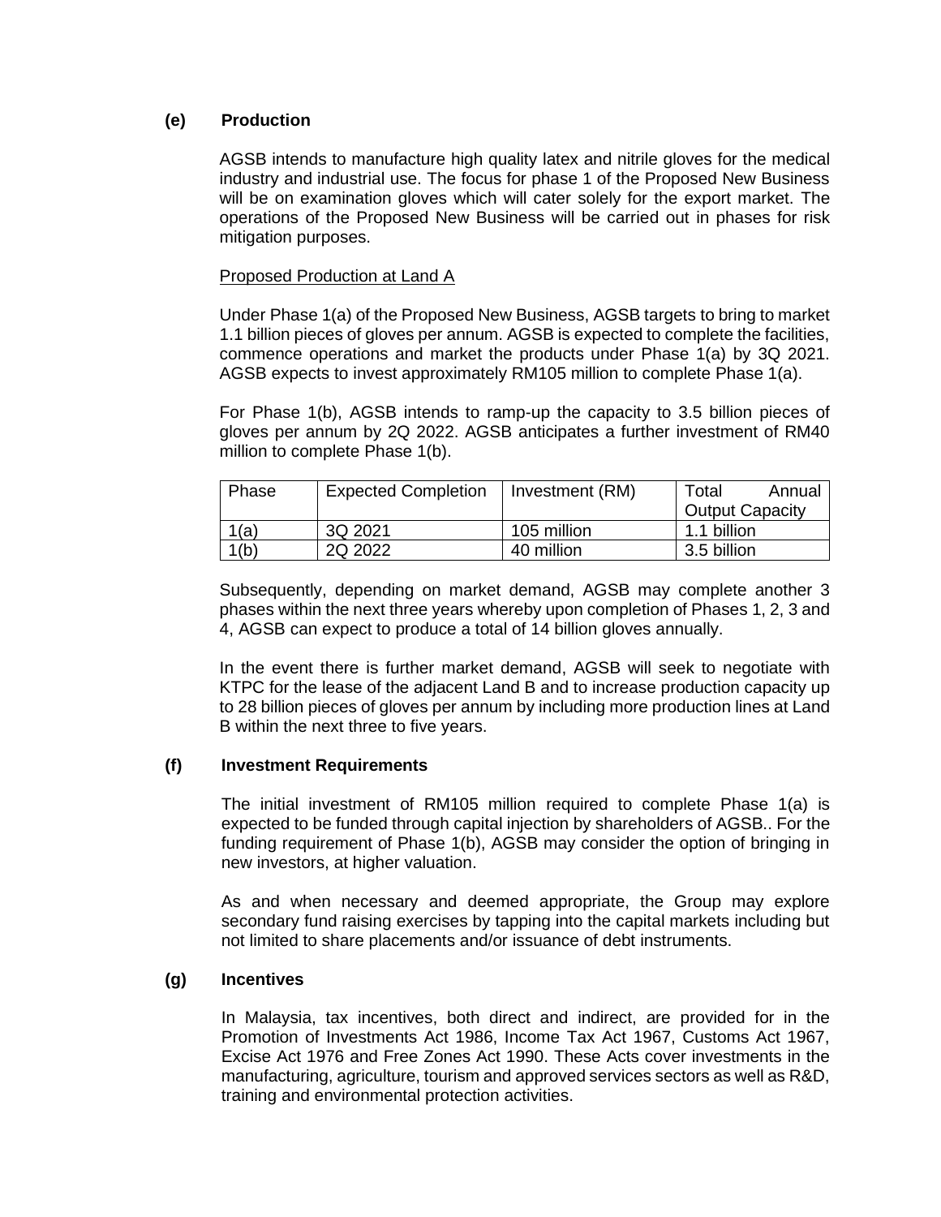### (e) Production

AGSB intends to manufacture high quality latex and nitrile gloves for the medical industry and industrial use. The focus for phase 1 of the Proposed New Business will be on examination gloves which will cater solely for the export market. The operations of the Proposed New Business will be carried out in phases for risk mitigation purposes.

Proposed Production at Land A

Under Phase 1(a) of the Proposed New Business, AGSB targets to bring to market 1.1 billion pieces of gloves per annum. AGSB is expected to complete the facilities, commence operations and market the products under Phase 1(a) by 3Q 2021. AGSB expects to invest approximately RM105 million to complete Phase 1(a).

For Phase 1(b), AGSB intends to ramp-up the capacity to 3.5 billion pieces of gloves per annum by 2Q 2022. AGSB anticipates a further investment of RM40 million to complete Phase 1(b).

| Phase | Expected Completion | Investment (RM) | Total Annual Output Capacity |
|---|---|---|---|
| 1(a) | 3Q 2021 | 105 million | 1.1 billion |
| 1(b) | 2Q 2022 | 40 million | 3.5 billion |

Subsequently, depending on market demand, AGSB may complete another 3 phases within the next three years whereby upon completion of Phases 1, 2, 3 and 4, AGSB can expect to produce a total of 14 billion gloves annually.

In the event there is further market demand, AGSB will seek to negotiate with KTPC for the lease of the adjacent Land B and to increase production capacity up to 28 billion pieces of gloves per annum by including more production lines at Land B within the next three to five years.

### (f) Investment Requirements

The initial investment of RM105 million required to complete Phase 1(a) is expected to be funded through capital injection by shareholders of AGSB.. For the funding requirement of Phase 1(b), AGSB may consider the option of bringing in new investors, at higher valuation.

As and when necessary and deemed appropriate, the Group may explore secondary fund raising exercises by tapping into the capital markets including but not limited to share placements and/or issuance of debt instruments.

### (g) Incentives

In Malaysia, tax incentives, both direct and indirect, are provided for in the Promotion of Investments Act 1986, Income Tax Act 1967, Customs Act 1967, Excise Act 1976 and Free Zones Act 1990. These Acts cover investments in the manufacturing, agriculture, tourism and approved services sectors as well as R&D, training and environmental protection activities.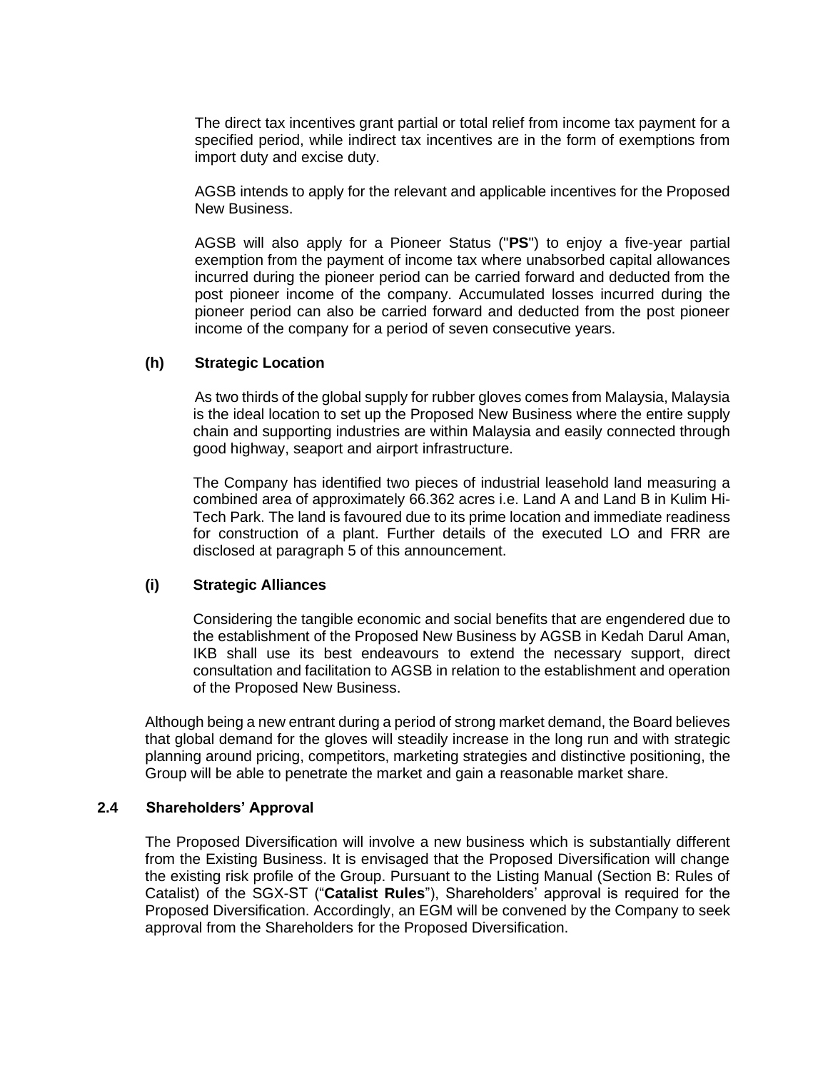The direct tax incentives grant partial or total relief from income tax payment for a specified period, while indirect tax incentives are in the form of exemptions from import duty and excise duty.

AGSB intends to apply for the relevant and applicable incentives for the Proposed New Business.

AGSB will also apply for a Pioneer Status ("**PS**") to enjoy a five-year partial exemption from the payment of income tax where unabsorbed capital allowances incurred during the pioneer period can be carried forward and deducted from the post pioneer income of the company. Accumulated losses incurred during the pioneer period can also be carried forward and deducted from the post pioneer income of the company for a period of seven consecutive years.

**(h) Strategic Location**

As two thirds of the global supply for rubber gloves comes from Malaysia, Malaysia is the ideal location to set up the Proposed New Business where the entire supply chain and supporting industries are within Malaysia and easily connected through good highway, seaport and airport infrastructure.

The Company has identified two pieces of industrial leasehold land measuring a combined area of approximately 66.362 acres i.e. Land A and Land B in Kulim Hi-Tech Park. The land is favoured due to its prime location and immediate readiness for construction of a plant. Further details of the executed LO and FRR are disclosed at paragraph 5 of this announcement.

**(i) Strategic Alliances**

Considering the tangible economic and social benefits that are engendered due to the establishment of the Proposed New Business by AGSB in Kedah Darul Aman, IKB shall use its best endeavours to extend the necessary support, direct consultation and facilitation to AGSB in relation to the establishment and operation of the Proposed New Business.

Although being a new entrant during a period of strong market demand, the Board believes that global demand for the gloves will steadily increase in the long run and with strategic planning around pricing, competitors, marketing strategies and distinctive positioning, the Group will be able to penetrate the market and gain a reasonable market share.

### 2.4 Shareholders' Approval

The Proposed Diversification will involve a new business which is substantially different from the Existing Business. It is envisaged that the Proposed Diversification will change the existing risk profile of the Group. Pursuant to the Listing Manual (Section B: Rules of Catalist) of the SGX-ST ("**Catalist Rules**"), Shareholders' approval is required for the Proposed Diversification. Accordingly, an EGM will be convened by the Company to seek approval from the Shareholders for the Proposed Diversification.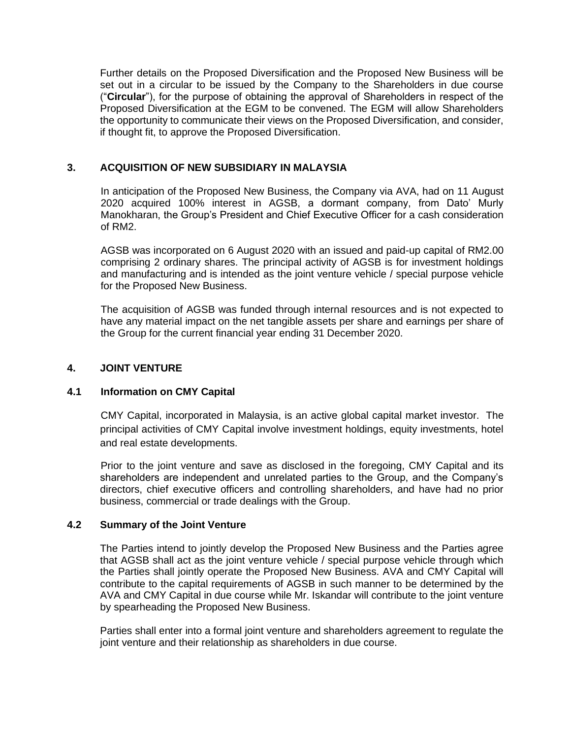Further details on the Proposed Diversification and the Proposed New Business will be set out in a circular to be issued by the Company to the Shareholders in due course ("**Circular**"), for the purpose of obtaining the approval of Shareholders in respect of the Proposed Diversification at the EGM to be convened. The EGM will allow Shareholders the opportunity to communicate their views on the Proposed Diversification, and consider, if thought fit, to approve the Proposed Diversification.

## 3. ACQUISITION OF NEW SUBSIDIARY IN MALAYSIA

In anticipation of the Proposed New Business, the Company via AVA, had on 11 August 2020 acquired 100% interest in AGSB, a dormant company, from Dato' Murly Manokharan, the Group's President and Chief Executive Officer for a cash consideration of RM2.

AGSB was incorporated on 6 August 2020 with an issued and paid-up capital of RM2.00 comprising 2 ordinary shares. The principal activity of AGSB is for investment holdings and manufacturing and is intended as the joint venture vehicle / special purpose vehicle for the Proposed New Business.

The acquisition of AGSB was funded through internal resources and is not expected to have any material impact on the net tangible assets per share and earnings per share of the Group for the current financial year ending 31 December 2020.

## 4. JOINT VENTURE

### 4.1 Information on CMY Capital

CMY Capital, incorporated in Malaysia, is an active global capital market investor. The principal activities of CMY Capital involve investment holdings, equity investments, hotel and real estate developments.

Prior to the joint venture and save as disclosed in the foregoing, CMY Capital and its shareholders are independent and unrelated parties to the Group, and the Company's directors, chief executive officers and controlling shareholders, and have had no prior business, commercial or trade dealings with the Group.

### 4.2 Summary of the Joint Venture

The Parties intend to jointly develop the Proposed New Business and the Parties agree that AGSB shall act as the joint venture vehicle / special purpose vehicle through which the Parties shall jointly operate the Proposed New Business. AVA and CMY Capital will contribute to the capital requirements of AGSB in such manner to be determined by the AVA and CMY Capital in due course while Mr. Iskandar will contribute to the joint venture by spearheading the Proposed New Business.

Parties shall enter into a formal joint venture and shareholders agreement to regulate the joint venture and their relationship as shareholders in due course.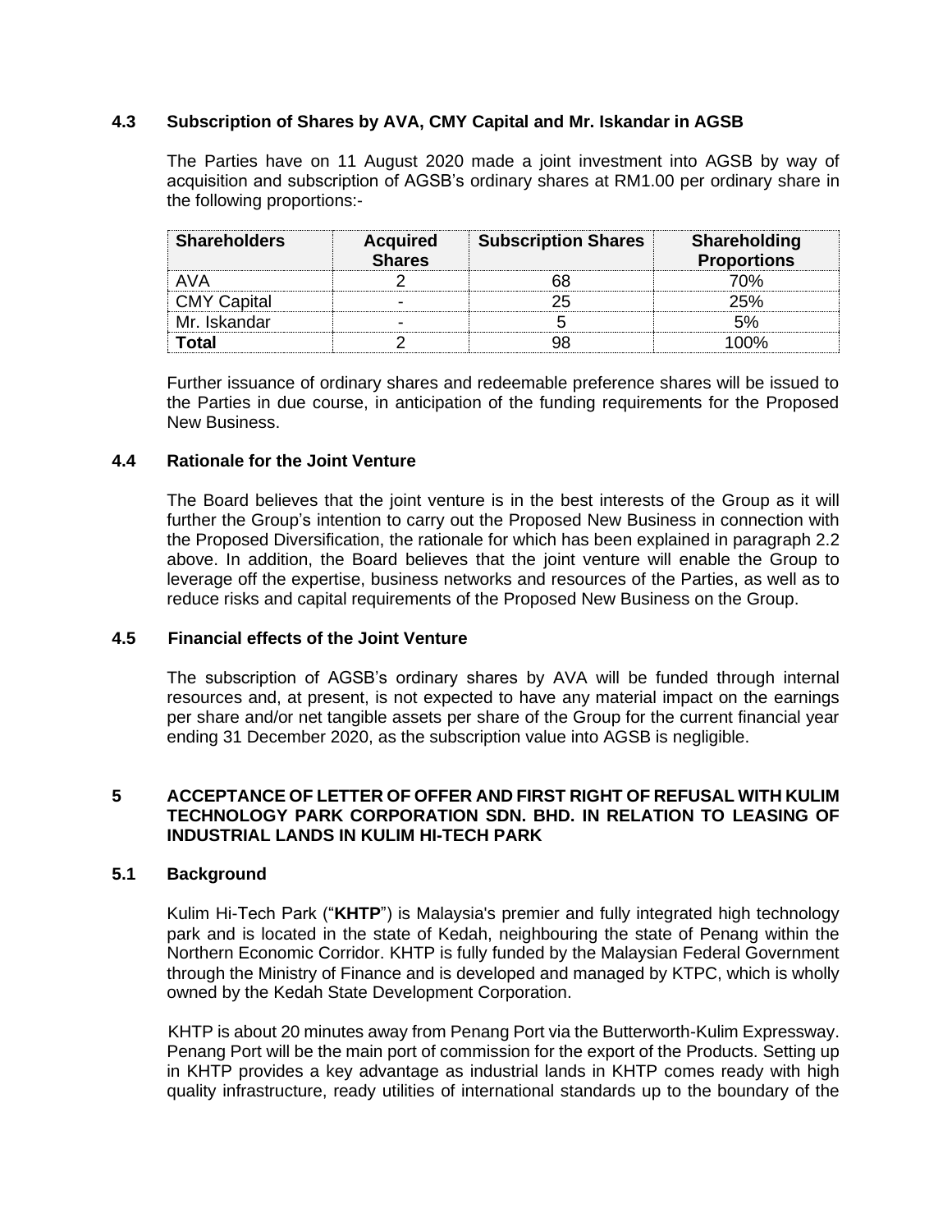### 4.3 Subscription of Shares by AVA, CMY Capital and Mr. Iskandar in AGSB

The Parties have on 11 August 2020 made a joint investment into AGSB by way of acquisition and subscription of AGSB's ordinary shares at RM1.00 per ordinary share in the following proportions:-

| Shareholders | Acquired Shares | Subscription Shares | Shareholding Proportions |
|---|---|---|---|
| AVA | 2 | 68 | 70% |
| CMY Capital | - | 25 | 25% |
| Mr. Iskandar | - | 5 | 5% |
| **Total** | 2 | 98 | 100% |

Further issuance of ordinary shares and redeemable preference shares will be issued to the Parties in due course, in anticipation of the funding requirements for the Proposed New Business.

### 4.4 Rationale for the Joint Venture

The Board believes that the joint venture is in the best interests of the Group as it will further the Group's intention to carry out the Proposed New Business in connection with the Proposed Diversification, the rationale for which has been explained in paragraph 2.2 above. In addition, the Board believes that the joint venture will enable the Group to leverage off the expertise, business networks and resources of the Parties, as well as to reduce risks and capital requirements of the Proposed New Business on the Group.

### 4.5 Financial effects of the Joint Venture

The subscription of AGSB's ordinary shares by AVA will be funded through internal resources and, at present, is not expected to have any material impact on the earnings per share and/or net tangible assets per share of the Group for the current financial year ending 31 December 2020, as the subscription value into AGSB is negligible.

## 5 ACCEPTANCE OF LETTER OF OFFER AND FIRST RIGHT OF REFUSAL WITH KULIM TECHNOLOGY PARK CORPORATION SDN. BHD. IN RELATION TO LEASING OF INDUSTRIAL LANDS IN KULIM HI-TECH PARK

### 5.1 Background

Kulim Hi-Tech Park ("**KHTP**") is Malaysia's premier and fully integrated high technology park and is located in the state of Kedah, neighbouring the state of Penang within the Northern Economic Corridor. KHTP is fully funded by the Malaysian Federal Government through the Ministry of Finance and is developed and managed by KTPC, which is wholly owned by the Kedah State Development Corporation.

KHTP is about 20 minutes away from Penang Port via the Butterworth-Kulim Expressway. Penang Port will be the main port of commission for the export of the Products. Setting up in KHTP provides a key advantage as industrial lands in KHTP comes ready with high quality infrastructure, ready utilities of international standards up to the boundary of the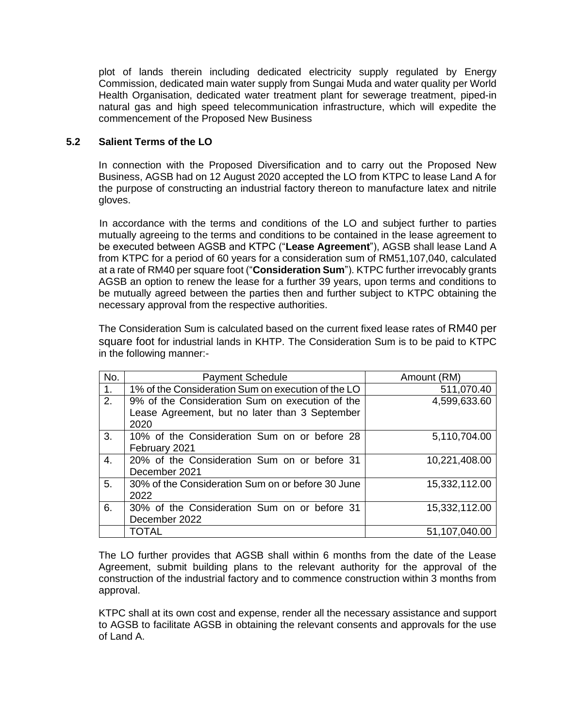plot of lands therein including dedicated electricity supply regulated by Energy Commission, dedicated main water supply from Sungai Muda and water quality per World Health Organisation, dedicated water treatment plant for sewerage treatment, piped-in natural gas and high speed telecommunication infrastructure, which will expedite the commencement of the Proposed New Business

### 5.2 Salient Terms of the LO

In connection with the Proposed Diversification and to carry out the Proposed New Business, AGSB had on 12 August 2020 accepted the LO from KTPC to lease Land A for the purpose of constructing an industrial factory thereon to manufacture latex and nitrile gloves.

In accordance with the terms and conditions of the LO and subject further to parties mutually agreeing to the terms and conditions to be contained in the lease agreement to be executed between AGSB and KTPC ("**Lease Agreement**"), AGSB shall lease Land A from KTPC for a period of 60 years for a consideration sum of RM51,107,040, calculated at a rate of RM40 per square foot ("**Consideration Sum**"). KTPC further irrevocably grants AGSB an option to renew the lease for a further 39 years, upon terms and conditions to be mutually agreed between the parties then and further subject to KTPC obtaining the necessary approval from the respective authorities.

The Consideration Sum is calculated based on the current fixed lease rates of RM40 per square foot for industrial lands in KHTP. The Consideration Sum is to be paid to KTPC in the following manner:-

| No. | Payment Schedule | Amount (RM) |
|---|---|---|
| 1. | 1% of the Consideration Sum on execution of the LO | 511,070.40 |
| 2. | 9% of the Consideration Sum on execution of the Lease Agreement, but no later than 3 September 2020 | 4,599,633.60 |
| 3. | 10% of the Consideration Sum on or before 28 February 2021 | 5,110,704.00 |
| 4. | 20% of the Consideration Sum on or before 31 December 2021 | 10,221,408.00 |
| 5. | 30% of the Consideration Sum on or before 30 June 2022 | 15,332,112.00 |
| 6. | 30% of the Consideration Sum on or before 31 December 2022 | 15,332,112.00 |
| | TOTAL | 51,107,040.00 |

The LO further provides that AGSB shall within 6 months from the date of the Lease Agreement, submit building plans to the relevant authority for the approval of the construction of the industrial factory and to commence construction within 3 months from approval.

KTPC shall at its own cost and expense, render all the necessary assistance and support to AGSB to facilitate AGSB in obtaining the relevant consents and approvals for the use of Land A.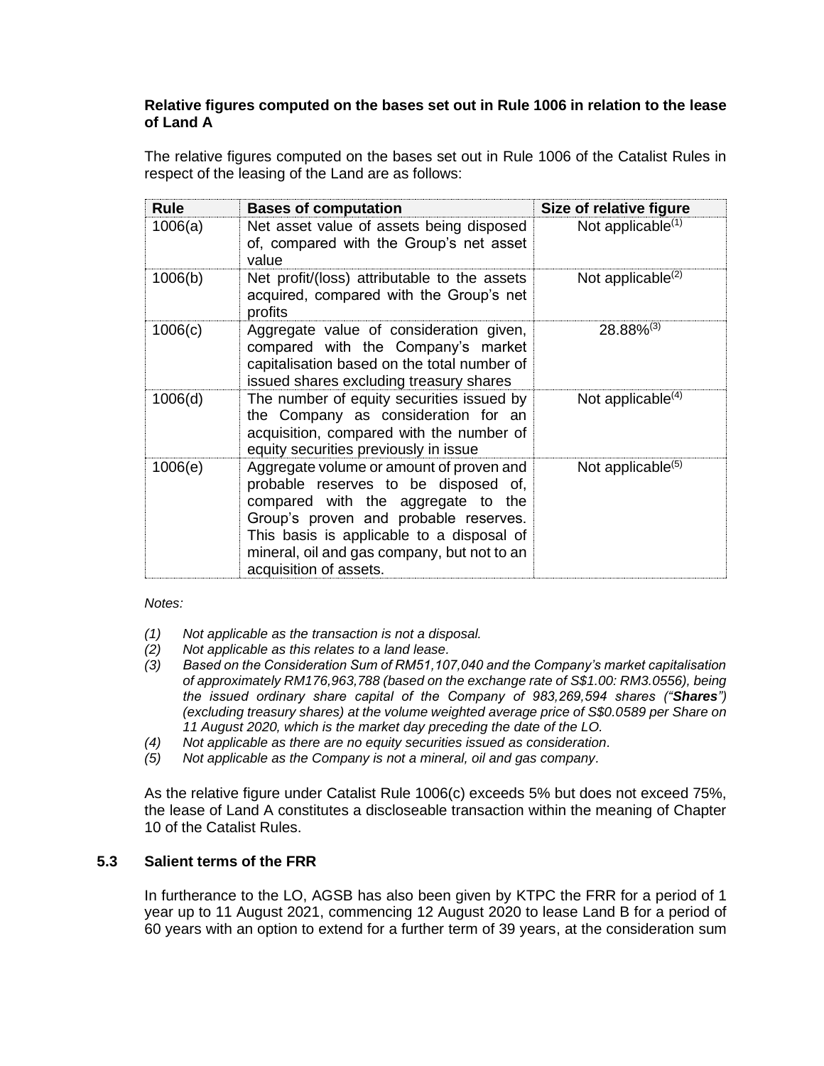**Relative figures computed on the bases set out in Rule 1006 in relation to the lease of Land A**

The relative figures computed on the bases set out in Rule 1006 of the Catalist Rules in respect of the leasing of the Land are as follows:

| Rule | Bases of computation | Size of relative figure |
|---|---|---|
| 1006(a) | Net asset value of assets being disposed of, compared with the Group's net asset value | Not applicable(1) |
| 1006(b) | Net profit/(loss) attributable to the assets acquired, compared with the Group's net profits | Not applicable(2) |
| 1006(c) | Aggregate value of consideration given, compared with the Company's market capitalisation based on the total number of issued shares excluding treasury shares | 28.88%(3) |
| 1006(d) | The number of equity securities issued by the Company as consideration for an acquisition, compared with the number of equity securities previously in issue | Not applicable(4) |
| 1006(e) | Aggregate volume or amount of proven and probable reserves to be disposed of, compared with the aggregate to the Group's proven and probable reserves. This basis is applicable to a disposal of mineral, oil and gas company, but not to an acquisition of assets. | Not applicable(5) |

*Notes:*

*(1) Not applicable as the transaction is not a disposal.*

*(2) Not applicable as this relates to a land lease.*

*(3) Based on the Consideration Sum of RM51,107,040 and the Company's market capitalisation of approximately RM176,963,788 (based on the exchange rate of S$1.00: RM3.0556), being the issued ordinary share capital of the Company of 983,269,594 shares ("**Shares**") (excluding treasury shares) at the volume weighted average price of S$0.0589 per Share on 11 August 2020, which is the market day preceding the date of the LO.*

*(4) Not applicable as there are no equity securities issued as consideration.*

*(5) Not applicable as the Company is not a mineral, oil and gas company.*

As the relative figure under Catalist Rule 1006(c) exceeds 5% but does not exceed 75%, the lease of Land A constitutes a discloseable transaction within the meaning of Chapter 10 of the Catalist Rules.

### 5.3 Salient terms of the FRR

In furtherance to the LO, AGSB has also been given by KTPC the FRR for a period of 1 year up to 11 August 2021, commencing 12 August 2020 to lease Land B for a period of 60 years with an option to extend for a further term of 39 years, at the consideration sum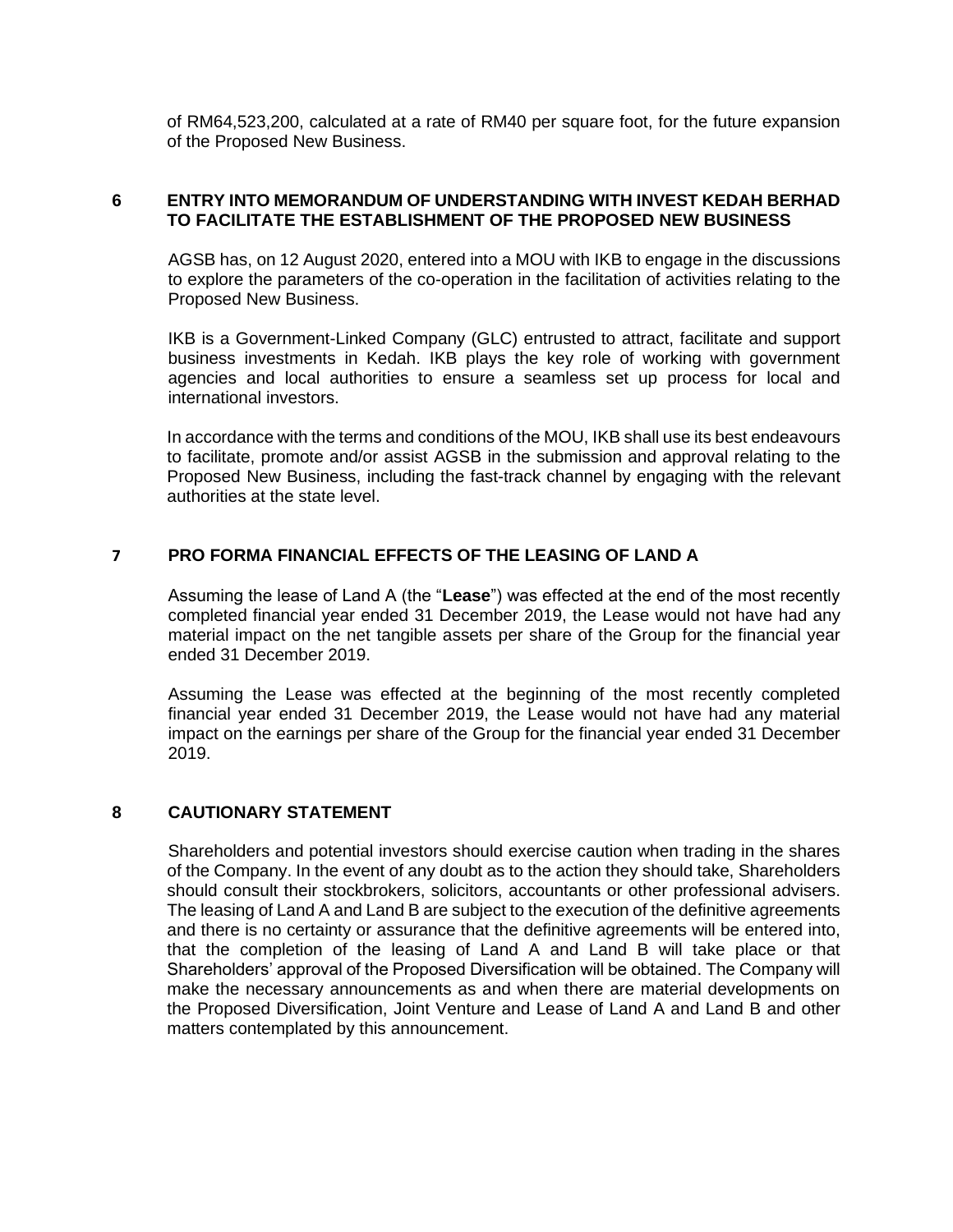of RM64,523,200, calculated at a rate of RM40 per square foot, for the future expansion of the Proposed New Business.

## 6 ENTRY INTO MEMORANDUM OF UNDERSTANDING WITH INVEST KEDAH BERHAD TO FACILITATE THE ESTABLISHMENT OF THE PROPOSED NEW BUSINESS

AGSB has, on 12 August 2020, entered into a MOU with IKB to engage in the discussions to explore the parameters of the co-operation in the facilitation of activities relating to the Proposed New Business.

IKB is a Government-Linked Company (GLC) entrusted to attract, facilitate and support business investments in Kedah. IKB plays the key role of working with government agencies and local authorities to ensure a seamless set up process for local and international investors.

In accordance with the terms and conditions of the MOU, IKB shall use its best endeavours to facilitate, promote and/or assist AGSB in the submission and approval relating to the Proposed New Business, including the fast-track channel by engaging with the relevant authorities at the state level.

## 7 PRO FORMA FINANCIAL EFFECTS OF THE LEASING OF LAND A

Assuming the lease of Land A (the "**Lease**") was effected at the end of the most recently completed financial year ended 31 December 2019, the Lease would not have had any material impact on the net tangible assets per share of the Group for the financial year ended 31 December 2019.

Assuming the Lease was effected at the beginning of the most recently completed financial year ended 31 December 2019, the Lease would not have had any material impact on the earnings per share of the Group for the financial year ended 31 December 2019.

## 8 CAUTIONARY STATEMENT

Shareholders and potential investors should exercise caution when trading in the shares of the Company. In the event of any doubt as to the action they should take, Shareholders should consult their stockbrokers, solicitors, accountants or other professional advisers. The leasing of Land A and Land B are subject to the execution of the definitive agreements and there is no certainty or assurance that the definitive agreements will be entered into, that the completion of the leasing of Land A and Land B will take place or that Shareholders' approval of the Proposed Diversification will be obtained. The Company will make the necessary announcements as and when there are material developments on the Proposed Diversification, Joint Venture and Lease of Land A and Land B and other matters contemplated by this announcement.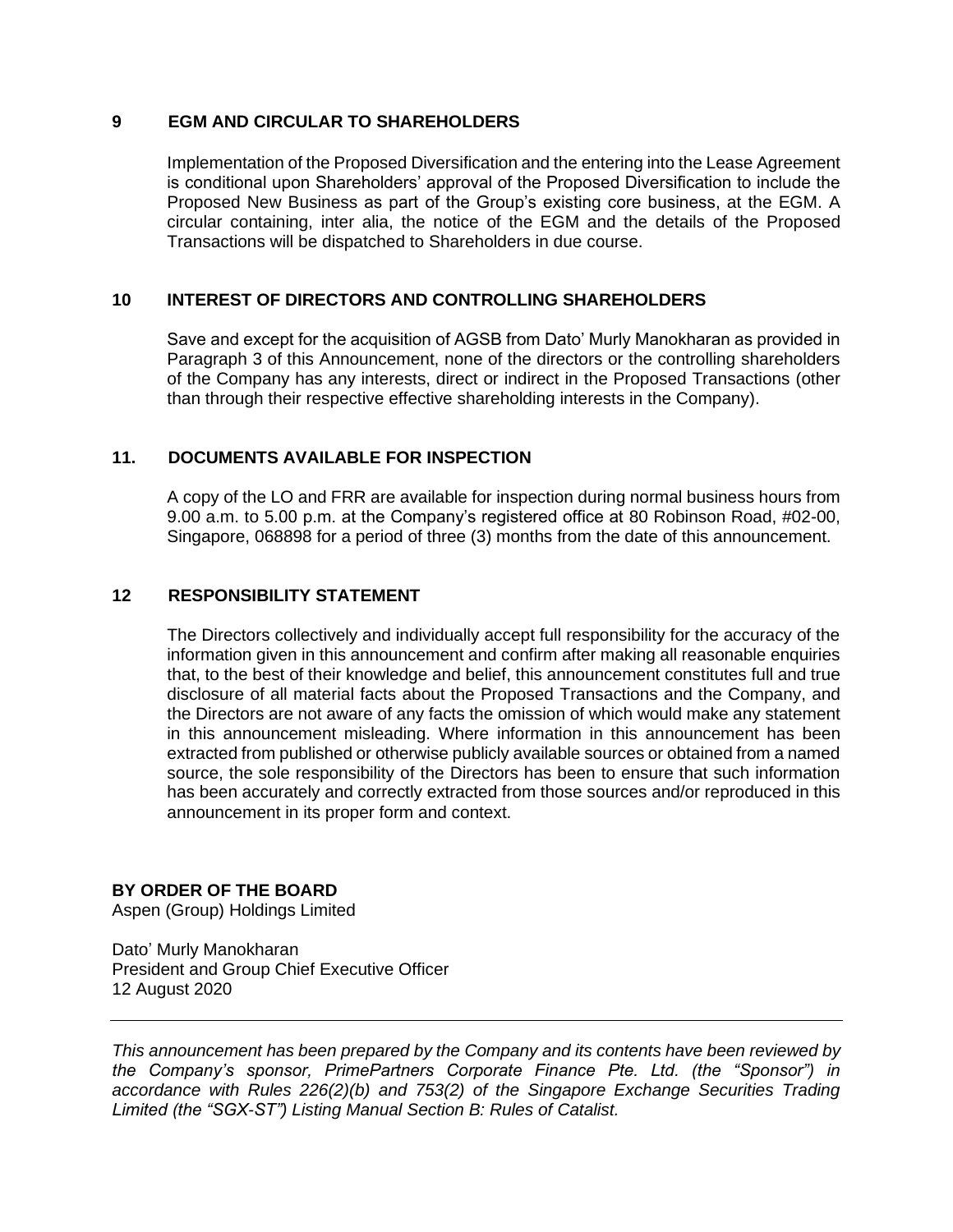## 9 EGM AND CIRCULAR TO SHAREHOLDERS

Implementation of the Proposed Diversification and the entering into the Lease Agreement is conditional upon Shareholders' approval of the Proposed Diversification to include the Proposed New Business as part of the Group's existing core business, at the EGM. A circular containing, inter alia, the notice of the EGM and the details of the Proposed Transactions will be dispatched to Shareholders in due course.

## 10 INTEREST OF DIRECTORS AND CONTROLLING SHAREHOLDERS

Save and except for the acquisition of AGSB from Dato' Murly Manokharan as provided in Paragraph 3 of this Announcement, none of the directors or the controlling shareholders of the Company has any interests, direct or indirect in the Proposed Transactions (other than through their respective effective shareholding interests in the Company).

## 11. DOCUMENTS AVAILABLE FOR INSPECTION

A copy of the LO and FRR are available for inspection during normal business hours from 9.00 a.m. to 5.00 p.m. at the Company's registered office at 80 Robinson Road, #02-00, Singapore, 068898 for a period of three (3) months from the date of this announcement.

## 12 RESPONSIBILITY STATEMENT

The Directors collectively and individually accept full responsibility for the accuracy of the information given in this announcement and confirm after making all reasonable enquiries that, to the best of their knowledge and belief, this announcement constitutes full and true disclosure of all material facts about the Proposed Transactions and the Company, and the Directors are not aware of any facts the omission of which would make any statement in this announcement misleading. Where information in this announcement has been extracted from published or otherwise publicly available sources or obtained from a named source, the sole responsibility of the Directors has been to ensure that such information has been accurately and correctly extracted from those sources and/or reproduced in this announcement in its proper form and context.

**BY ORDER OF THE BOARD**
Aspen (Group) Holdings Limited

Dato' Murly Manokharan
President and Group Chief Executive Officer
12 August 2020

---

*This announcement has been prepared by the Company and its contents have been reviewed by the Company's sponsor, PrimePartners Corporate Finance Pte. Ltd. (the "Sponsor") in accordance with Rules 226(2)(b) and 753(2) of the Singapore Exchange Securities Trading Limited (the "SGX-ST") Listing Manual Section B: Rules of Catalist.*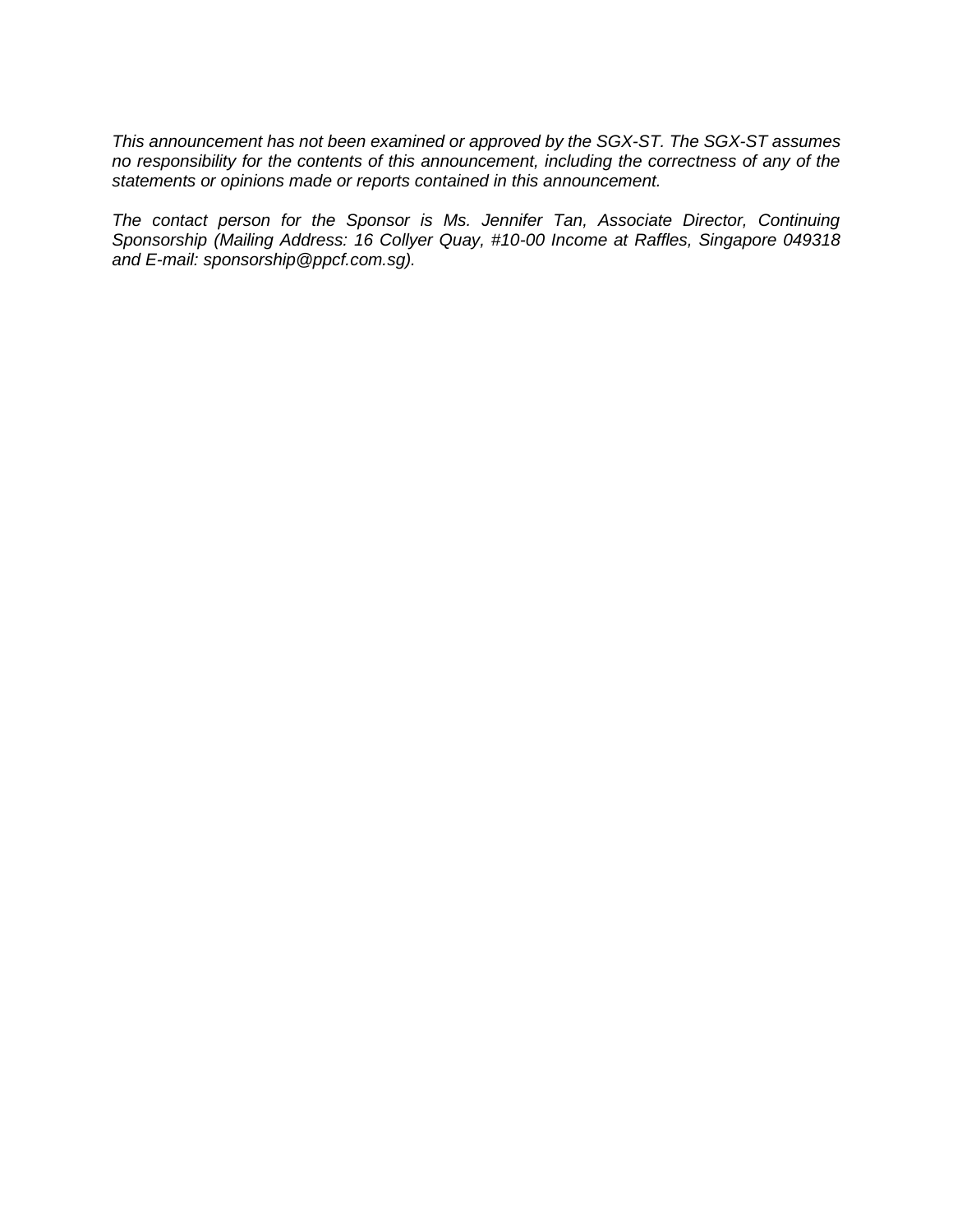*This announcement has not been examined or approved by the SGX-ST. The SGX-ST assumes no responsibility for the contents of this announcement, including the correctness of any of the statements or opinions made or reports contained in this announcement.*

*The contact person for the Sponsor is Ms. Jennifer Tan, Associate Director, Continuing Sponsorship (Mailing Address: 16 Collyer Quay, #10-00 Income at Raffles, Singapore 049318 and E-mail: sponsorship@ppcf.com.sg).*